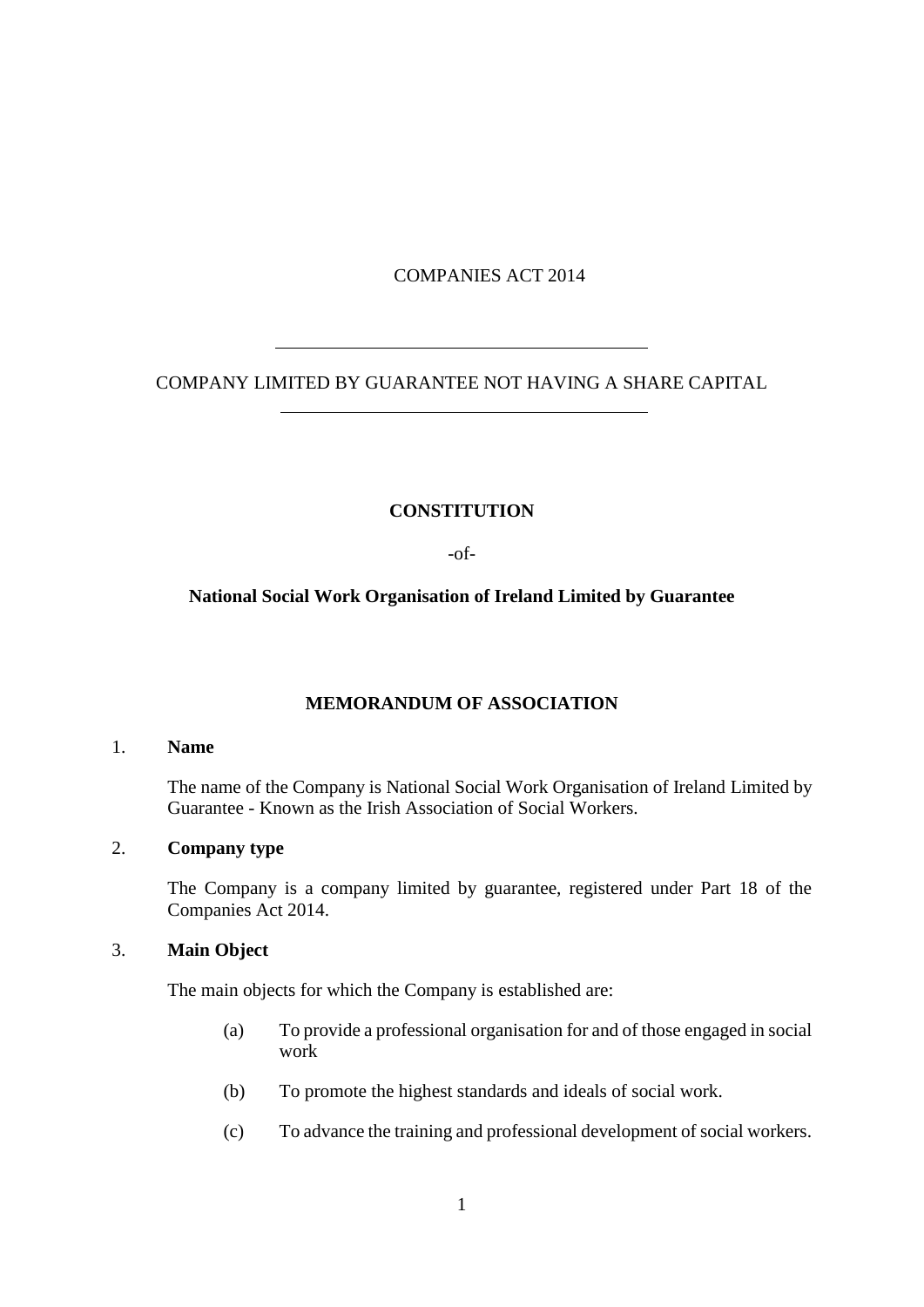COMPANIES ACT 2014

---

COMPANY LIMITED BY GUARANTEE NOT HAVING A SHARE CAPITAL

---

**CONSTITUTION**

-of-

**National Social Work Organisation of Ireland Limited by Guarantee**

## MEMORANDUM OF ASSOCIATION

1. **Name**

   The name of the Company is National Social Work Organisation of Ireland Limited by Guarantee - Known as the Irish Association of Social Workers.

2. **Company type**

   The Company is a company limited by guarantee, registered under Part 18 of the Companies Act 2014.

3. **Main Object**

   The main objects for which the Company is established are:

   (a) To provide a professional organisation for and of those engaged in social work

   (b) To promote the highest standards and ideals of social work.

   (c) To advance the training and professional development of social workers.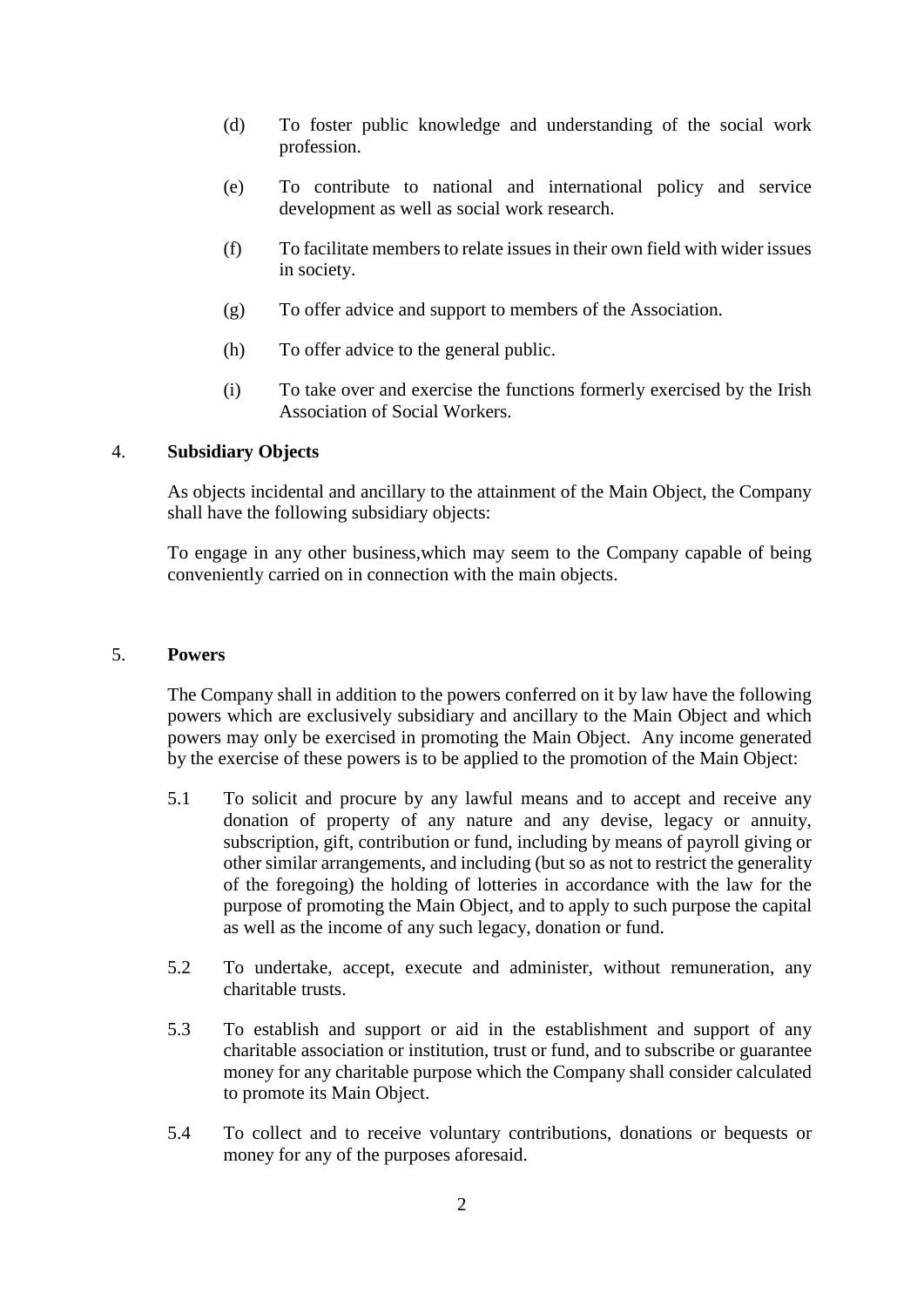(d) To foster public knowledge and understanding of the social work profession.

(e) To contribute to national and international policy and service development as well as social work research.

(f) To facilitate members to relate issues in their own field with wider issues in society.

(g) To offer advice and support to members of the Association.

(h) To offer advice to the general public.

(i) To take over and exercise the functions formerly exercised by the Irish Association of Social Workers.

4. **Subsidiary Objects**

As objects incidental and ancillary to the attainment of the Main Object, the Company shall have the following subsidiary objects:

To engage in any other business,which may seem to the Company capable of being conveniently carried on in connection with the main objects.

5. **Powers**

The Company shall in addition to the powers conferred on it by law have the following powers which are exclusively subsidiary and ancillary to the Main Object and which powers may only be exercised in promoting the Main Object. Any income generated by the exercise of these powers is to be applied to the promotion of the Main Object:

5.1 To solicit and procure by any lawful means and to accept and receive any donation of property of any nature and any devise, legacy or annuity, subscription, gift, contribution or fund, including by means of payroll giving or other similar arrangements, and including (but so as not to restrict the generality of the foregoing) the holding of lotteries in accordance with the law for the purpose of promoting the Main Object, and to apply to such purpose the capital as well as the income of any such legacy, donation or fund.

5.2 To undertake, accept, execute and administer, without remuneration, any charitable trusts.

5.3 To establish and support or aid in the establishment and support of any charitable association or institution, trust or fund, and to subscribe or guarantee money for any charitable purpose which the Company shall consider calculated to promote its Main Object.

5.4 To collect and to receive voluntary contributions, donations or bequests or money for any of the purposes aforesaid.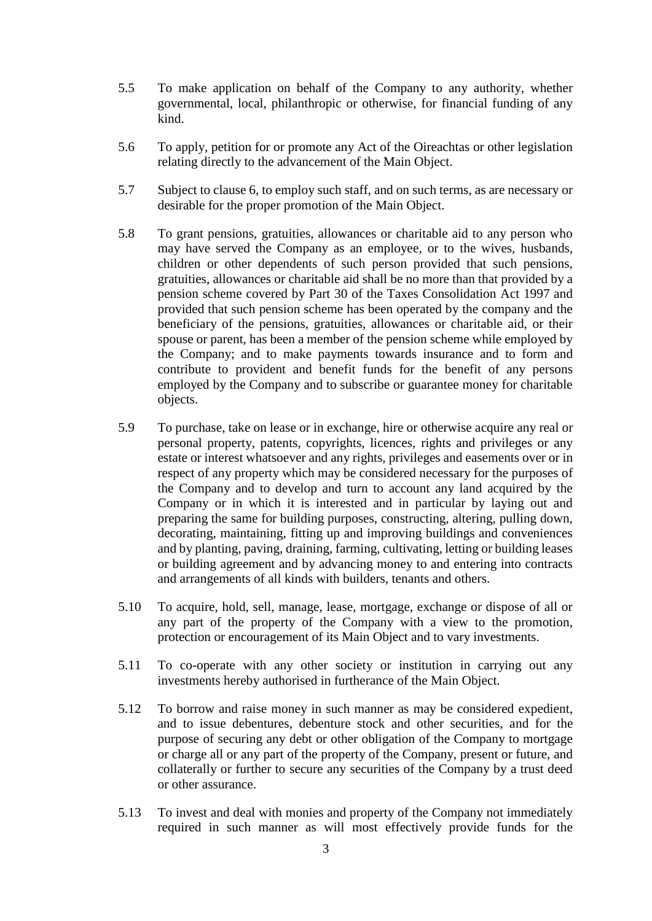5.5 To make application on behalf of the Company to any authority, whether governmental, local, philanthropic or otherwise, for financial funding of any kind.

5.6 To apply, petition for or promote any Act of the Oireachtas or other legislation relating directly to the advancement of the Main Object.

5.7 Subject to clause 6, to employ such staff, and on such terms, as are necessary or desirable for the proper promotion of the Main Object.

5.8 To grant pensions, gratuities, allowances or charitable aid to any person who may have served the Company as an employee, or to the wives, husbands, children or other dependents of such person provided that such pensions, gratuities, allowances or charitable aid shall be no more than that provided by a pension scheme covered by Part 30 of the Taxes Consolidation Act 1997 and provided that such pension scheme has been operated by the company and the beneficiary of the pensions, gratuities, allowances or charitable aid, or their spouse or parent, has been a member of the pension scheme while employed by the Company; and to make payments towards insurance and to form and contribute to provident and benefit funds for the benefit of any persons employed by the Company and to subscribe or guarantee money for charitable objects.

5.9 To purchase, take on lease or in exchange, hire or otherwise acquire any real or personal property, patents, copyrights, licences, rights and privileges or any estate or interest whatsoever and any rights, privileges and easements over or in respect of any property which may be considered necessary for the purposes of the Company and to develop and turn to account any land acquired by the Company or in which it is interested and in particular by laying out and preparing the same for building purposes, constructing, altering, pulling down, decorating, maintaining, fitting up and improving buildings and conveniences and by planting, paving, draining, farming, cultivating, letting or building leases or building agreement and by advancing money to and entering into contracts and arrangements of all kinds with builders, tenants and others.

5.10 To acquire, hold, sell, manage, lease, mortgage, exchange or dispose of all or any part of the property of the Company with a view to the promotion, protection or encouragement of its Main Object and to vary investments.

5.11 To co-operate with any other society or institution in carrying out any investments hereby authorised in furtherance of the Main Object.

5.12 To borrow and raise money in such manner as may be considered expedient, and to issue debentures, debenture stock and other securities, and for the purpose of securing any debt or other obligation of the Company to mortgage or charge all or any part of the property of the Company, present or future, and collaterally or further to secure any securities of the Company by a trust deed or other assurance.

5.13 To invest and deal with monies and property of the Company not immediately required in such manner as will most effectively provide funds for the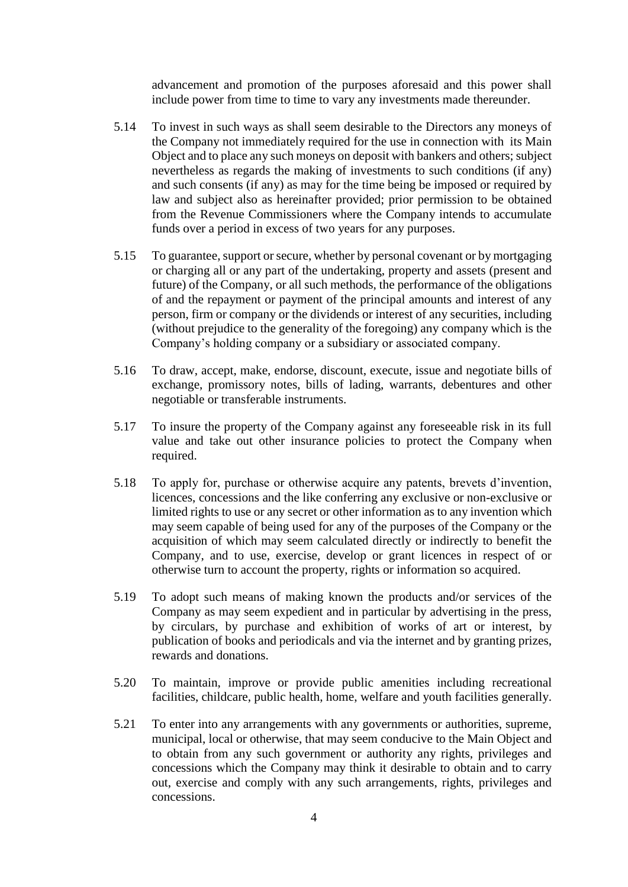advancement and promotion of the purposes aforesaid and this power shall include power from time to time to vary any investments made thereunder.

5.14 To invest in such ways as shall seem desirable to the Directors any moneys of the Company not immediately required for the use in connection with its Main Object and to place any such moneys on deposit with bankers and others; subject nevertheless as regards the making of investments to such conditions (if any) and such consents (if any) as may for the time being be imposed or required by law and subject also as hereinafter provided; prior permission to be obtained from the Revenue Commissioners where the Company intends to accumulate funds over a period in excess of two years for any purposes.

5.15 To guarantee, support or secure, whether by personal covenant or by mortgaging or charging all or any part of the undertaking, property and assets (present and future) of the Company, or all such methods, the performance of the obligations of and the repayment or payment of the principal amounts and interest of any person, firm or company or the dividends or interest of any securities, including (without prejudice to the generality of the foregoing) any company which is the Company's holding company or a subsidiary or associated company.

5.16 To draw, accept, make, endorse, discount, execute, issue and negotiate bills of exchange, promissory notes, bills of lading, warrants, debentures and other negotiable or transferable instruments.

5.17 To insure the property of the Company against any foreseeable risk in its full value and take out other insurance policies to protect the Company when required.

5.18 To apply for, purchase or otherwise acquire any patents, brevets d'invention, licences, concessions and the like conferring any exclusive or non-exclusive or limited rights to use or any secret or other information as to any invention which may seem capable of being used for any of the purposes of the Company or the acquisition of which may seem calculated directly or indirectly to benefit the Company, and to use, exercise, develop or grant licences in respect of or otherwise turn to account the property, rights or information so acquired.

5.19 To adopt such means of making known the products and/or services of the Company as may seem expedient and in particular by advertising in the press, by circulars, by purchase and exhibition of works of art or interest, by publication of books and periodicals and via the internet and by granting prizes, rewards and donations.

5.20 To maintain, improve or provide public amenities including recreational facilities, childcare, public health, home, welfare and youth facilities generally.

5.21 To enter into any arrangements with any governments or authorities, supreme, municipal, local or otherwise, that may seem conducive to the Main Object and to obtain from any such government or authority any rights, privileges and concessions which the Company may think it desirable to obtain and to carry out, exercise and comply with any such arrangements, rights, privileges and concessions.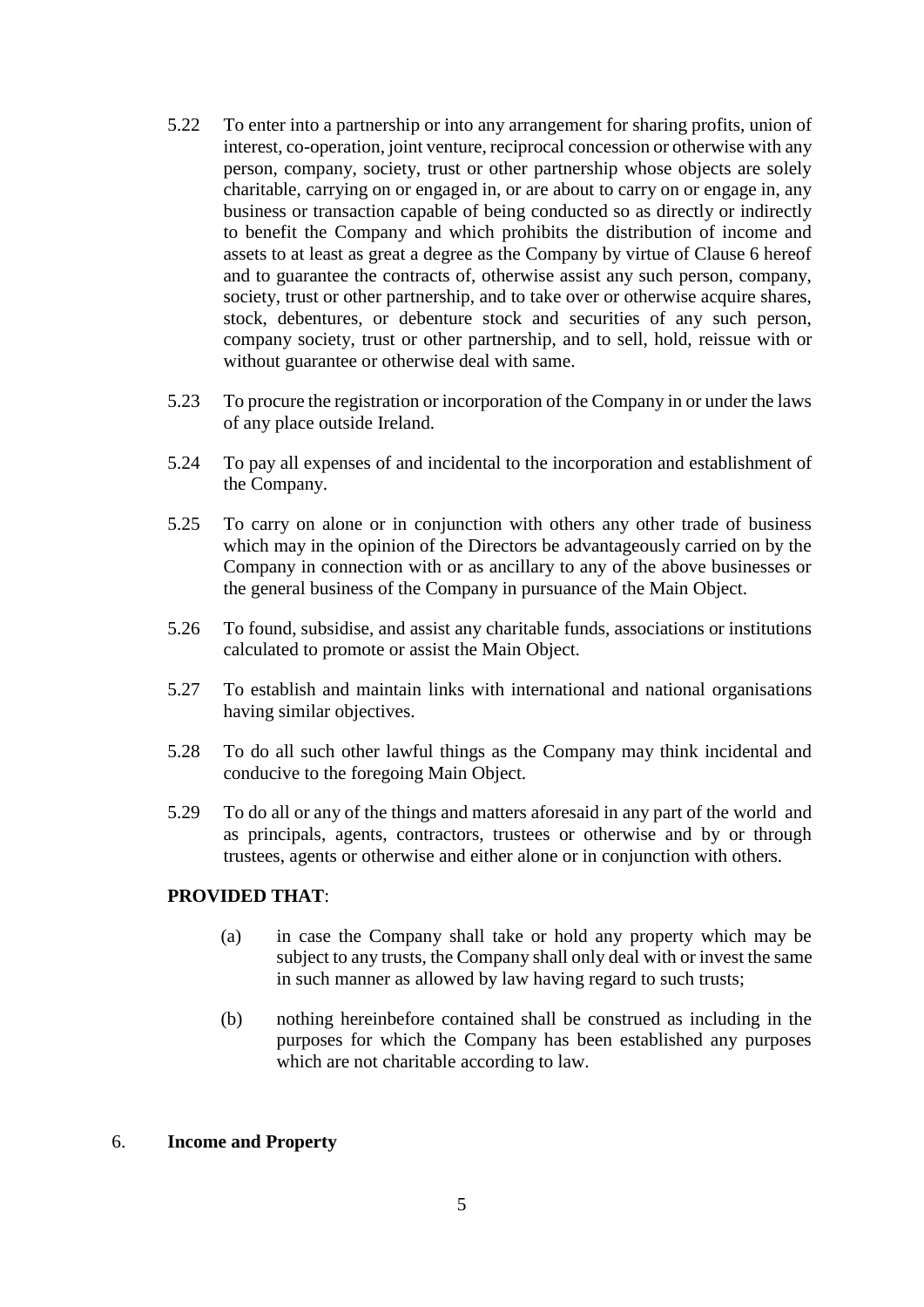5.22 To enter into a partnership or into any arrangement for sharing profits, union of interest, co-operation, joint venture, reciprocal concession or otherwise with any person, company, society, trust or other partnership whose objects are solely charitable, carrying on or engaged in, or are about to carry on or engage in, any business or transaction capable of being conducted so as directly or indirectly to benefit the Company and which prohibits the distribution of income and assets to at least as great a degree as the Company by virtue of Clause 6 hereof and to guarantee the contracts of, otherwise assist any such person, company, society, trust or other partnership, and to take over or otherwise acquire shares, stock, debentures, or debenture stock and securities of any such person, company society, trust or other partnership, and to sell, hold, reissue with or without guarantee or otherwise deal with same.

5.23 To procure the registration or incorporation of the Company in or under the laws of any place outside Ireland.

5.24 To pay all expenses of and incidental to the incorporation and establishment of the Company.

5.25 To carry on alone or in conjunction with others any other trade of business which may in the opinion of the Directors be advantageously carried on by the Company in connection with or as ancillary to any of the above businesses or the general business of the Company in pursuance of the Main Object.

5.26 To found, subsidise, and assist any charitable funds, associations or institutions calculated to promote or assist the Main Object.

5.27 To establish and maintain links with international and national organisations having similar objectives.

5.28 To do all such other lawful things as the Company may think incidental and conducive to the foregoing Main Object.

5.29 To do all or any of the things and matters aforesaid in any part of the world and as principals, agents, contractors, trustees or otherwise and by or through trustees, agents or otherwise and either alone or in conjunction with others.

**PROVIDED THAT**:

(a) in case the Company shall take or hold any property which may be subject to any trusts, the Company shall only deal with or invest the same in such manner as allowed by law having regard to such trusts;

(b) nothing hereinbefore contained shall be construed as including in the purposes for which the Company has been established any purposes which are not charitable according to law.

6. **Income and Property**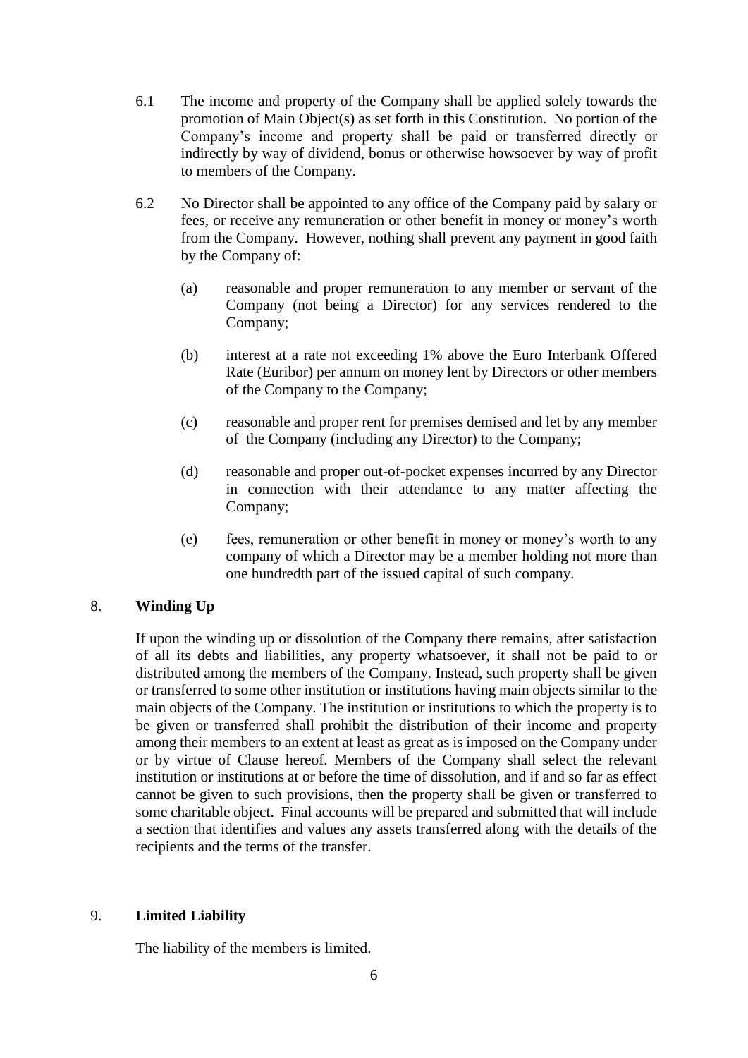6.1 The income and property of the Company shall be applied solely towards the promotion of Main Object(s) as set forth in this Constitution. No portion of the Company's income and property shall be paid or transferred directly or indirectly by way of dividend, bonus or otherwise howsoever by way of profit to members of the Company.

6.2 No Director shall be appointed to any office of the Company paid by salary or fees, or receive any remuneration or other benefit in money or money's worth from the Company. However, nothing shall prevent any payment in good faith by the Company of:

(a) reasonable and proper remuneration to any member or servant of the Company (not being a Director) for any services rendered to the Company;

(b) interest at a rate not exceeding 1% above the Euro Interbank Offered Rate (Euribor) per annum on money lent by Directors or other members of the Company to the Company;

(c) reasonable and proper rent for premises demised and let by any member of the Company (including any Director) to the Company;

(d) reasonable and proper out-of-pocket expenses incurred by any Director in connection with their attendance to any matter affecting the Company;

(e) fees, remuneration or other benefit in money or money's worth to any company of which a Director may be a member holding not more than one hundredth part of the issued capital of such company.

## 8. **Winding Up**

If upon the winding up or dissolution of the Company there remains, after satisfaction of all its debts and liabilities, any property whatsoever, it shall not be paid to or distributed among the members of the Company. Instead, such property shall be given or transferred to some other institution or institutions having main objects similar to the main objects of the Company. The institution or institutions to which the property is to be given or transferred shall prohibit the distribution of their income and property among their members to an extent at least as great as is imposed on the Company under or by virtue of Clause hereof. Members of the Company shall select the relevant institution or institutions at or before the time of dissolution, and if and so far as effect cannot be given to such provisions, then the property shall be given or transferred to some charitable object. Final accounts will be prepared and submitted that will include a section that identifies and values any assets transferred along with the details of the recipients and the terms of the transfer.

## 9. **Limited Liability**

The liability of the members is limited.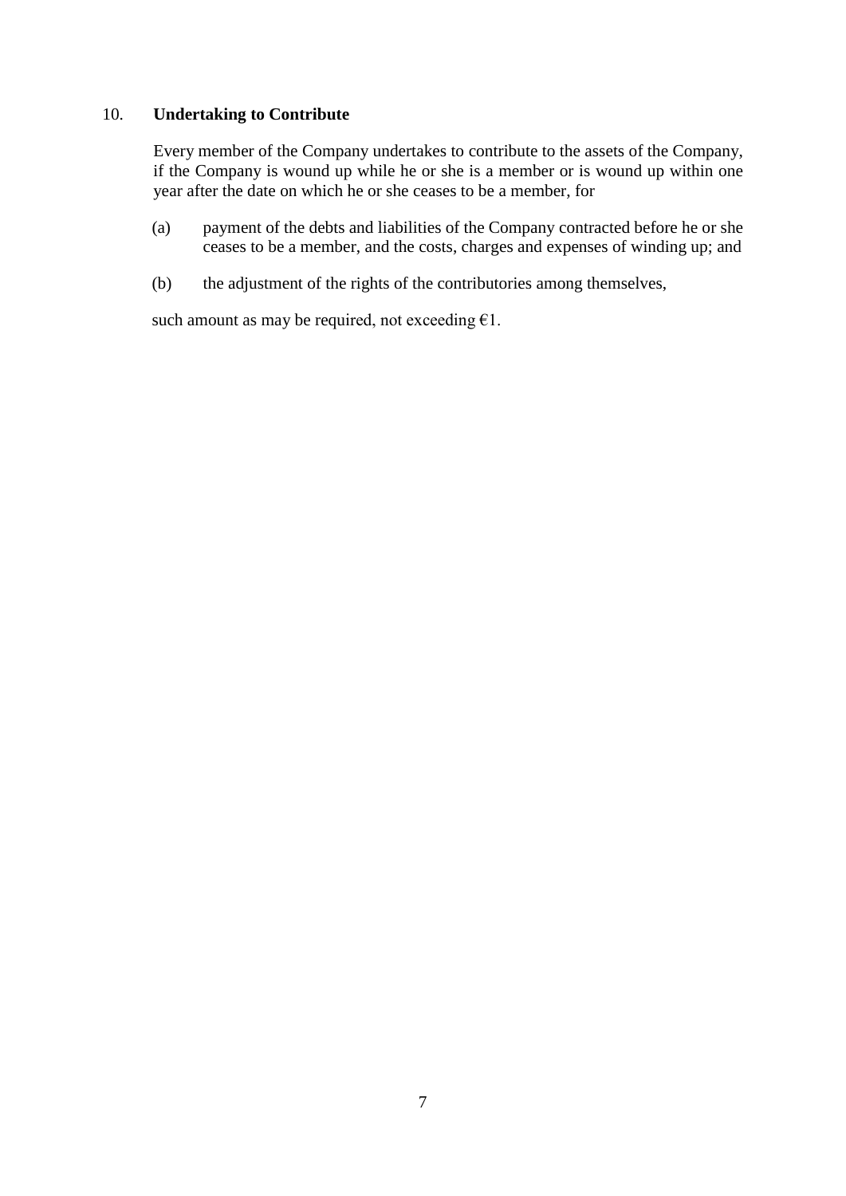## 10. **Undertaking to Contribute**

Every member of the Company undertakes to contribute to the assets of the Company, if the Company is wound up while he or she is a member or is wound up within one year after the date on which he or she ceases to be a member, for

(a) payment of the debts and liabilities of the Company contracted before he or she ceases to be a member, and the costs, charges and expenses of winding up; and

(b) the adjustment of the rights of the contributories among themselves,

such amount as may be required, not exceeding €1.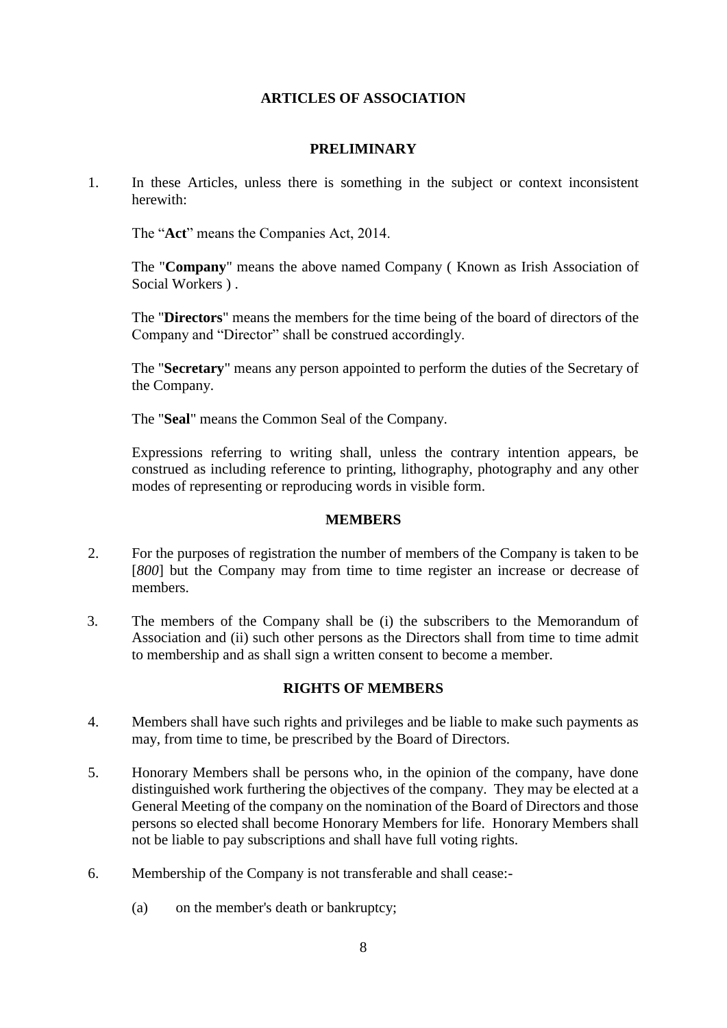# ARTICLES OF ASSOCIATION

## PRELIMINARY

1. In these Articles, unless there is something in the subject or context inconsistent herewith:

   The "**Act**" means the Companies Act, 2014.

   The "**Company**" means the above named Company ( Known as Irish Association of Social Workers ) .

   The "**Directors**" means the members for the time being of the board of directors of the Company and "Director" shall be construed accordingly.

   The "**Secretary**" means any person appointed to perform the duties of the Secretary of the Company.

   The "**Seal**" means the Common Seal of the Company.

   Expressions referring to writing shall, unless the contrary intention appears, be construed as including reference to printing, lithography, photography and any other modes of representing or reproducing words in visible form.

## MEMBERS

2. For the purposes of registration the number of members of the Company is taken to be [*800*] but the Company may from time to time register an increase or decrease of members.

3. The members of the Company shall be (i) the subscribers to the Memorandum of Association and (ii) such other persons as the Directors shall from time to time admit to membership and as shall sign a written consent to become a member.

## RIGHTS OF MEMBERS

4. Members shall have such rights and privileges and be liable to make such payments as may, from time to time, be prescribed by the Board of Directors.

5. Honorary Members shall be persons who, in the opinion of the company, have done distinguished work furthering the objectives of the company. They may be elected at a General Meeting of the company on the nomination of the Board of Directors and those persons so elected shall become Honorary Members for life. Honorary Members shall not be liable to pay subscriptions and shall have full voting rights.

6. Membership of the Company is not transferable and shall cease:-

   (a) on the member's death or bankruptcy;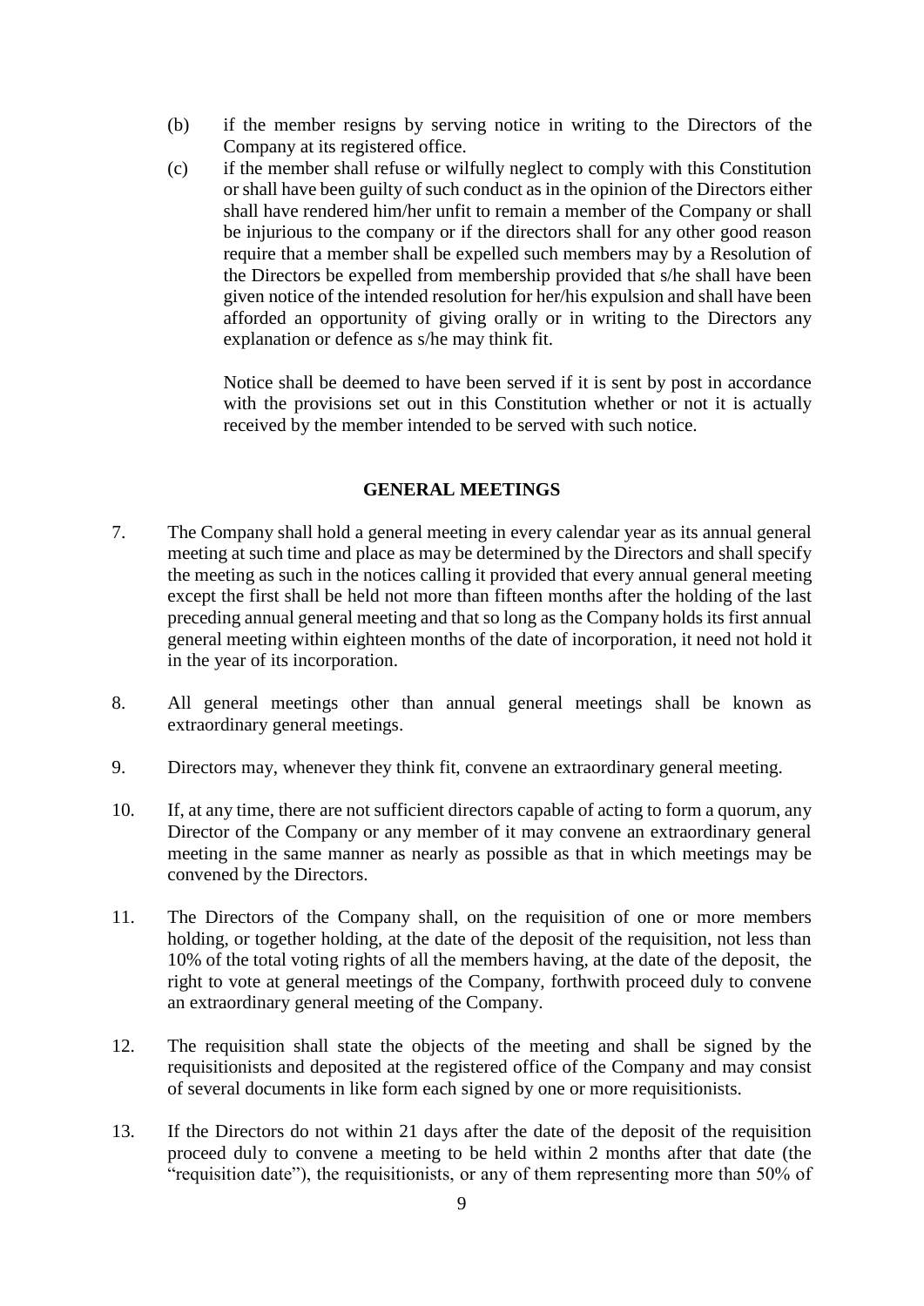(b) if the member resigns by serving notice in writing to the Directors of the Company at its registered office.

(c) if the member shall refuse or wilfully neglect to comply with this Constitution or shall have been guilty of such conduct as in the opinion of the Directors either shall have rendered him/her unfit to remain a member of the Company or shall be injurious to the company or if the directors shall for any other good reason require that a member shall be expelled such members may by a Resolution of the Directors be expelled from membership provided that s/he shall have been given notice of the intended resolution for her/his expulsion and shall have been afforded an opportunity of giving orally or in writing to the Directors any explanation or defence as s/he may think fit.

Notice shall be deemed to have been served if it is sent by post in accordance with the provisions set out in this Constitution whether or not it is actually received by the member intended to be served with such notice.

## GENERAL MEETINGS

7. The Company shall hold a general meeting in every calendar year as its annual general meeting at such time and place as may be determined by the Directors and shall specify the meeting as such in the notices calling it provided that every annual general meeting except the first shall be held not more than fifteen months after the holding of the last preceding annual general meeting and that so long as the Company holds its first annual general meeting within eighteen months of the date of incorporation, it need not hold it in the year of its incorporation.

8. All general meetings other than annual general meetings shall be known as extraordinary general meetings.

9. Directors may, whenever they think fit, convene an extraordinary general meeting.

10. If, at any time, there are not sufficient directors capable of acting to form a quorum, any Director of the Company or any member of it may convene an extraordinary general meeting in the same manner as nearly as possible as that in which meetings may be convened by the Directors.

11. The Directors of the Company shall, on the requisition of one or more members holding, or together holding, at the date of the deposit of the requisition, not less than 10% of the total voting rights of all the members having, at the date of the deposit, the right to vote at general meetings of the Company, forthwith proceed duly to convene an extraordinary general meeting of the Company.

12. The requisition shall state the objects of the meeting and shall be signed by the requisitionists and deposited at the registered office of the Company and may consist of several documents in like form each signed by one or more requisitionists.

13. If the Directors do not within 21 days after the date of the deposit of the requisition proceed duly to convene a meeting to be held within 2 months after that date (the "requisition date"), the requisitionists, or any of them representing more than 50% of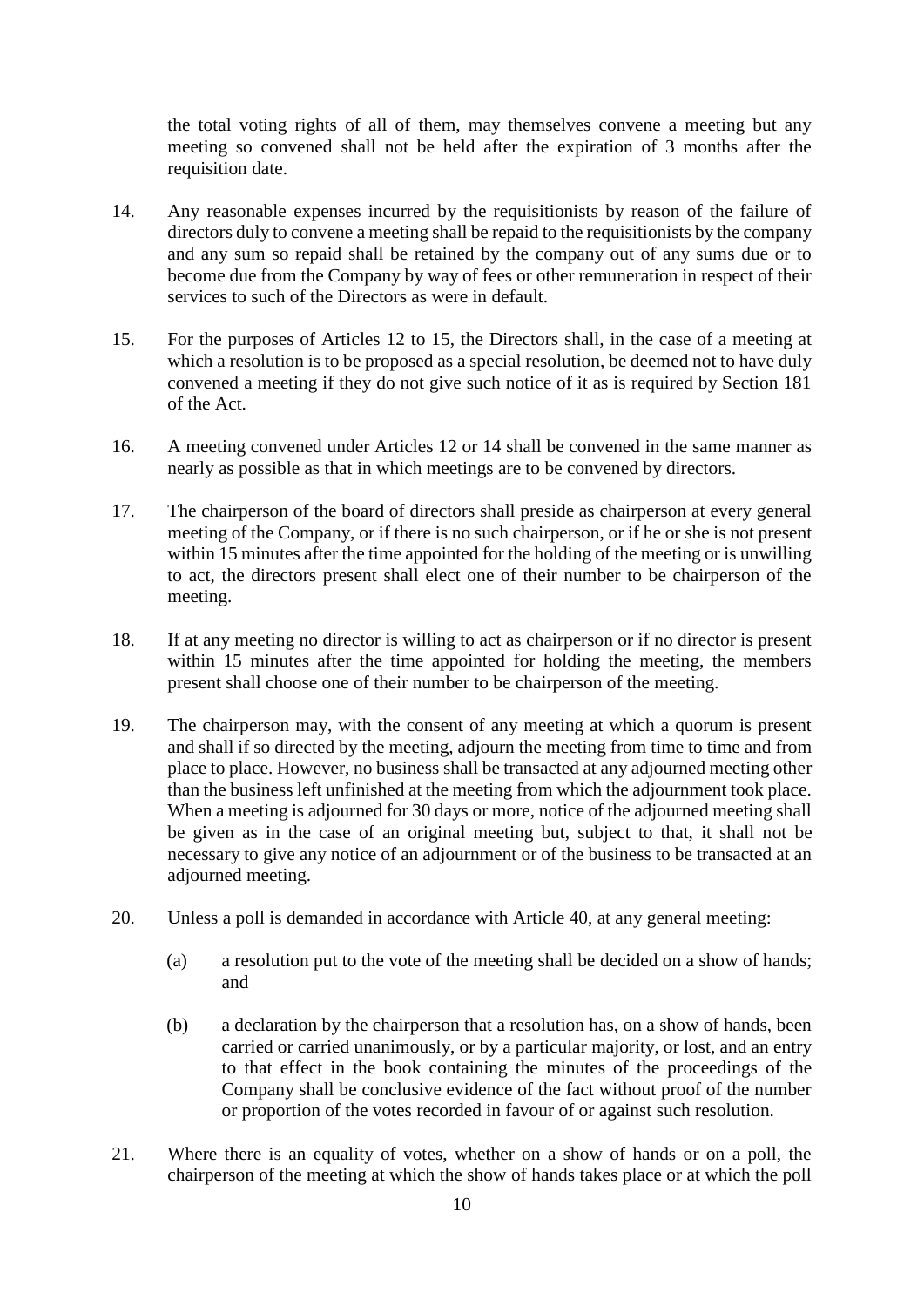the total voting rights of all of them, may themselves convene a meeting but any meeting so convened shall not be held after the expiration of 3 months after the requisition date.

14. Any reasonable expenses incurred by the requisitionists by reason of the failure of directors duly to convene a meeting shall be repaid to the requisitionists by the company and any sum so repaid shall be retained by the company out of any sums due or to become due from the Company by way of fees or other remuneration in respect of their services to such of the Directors as were in default.

15. For the purposes of Articles 12 to 15, the Directors shall, in the case of a meeting at which a resolution is to be proposed as a special resolution, be deemed not to have duly convened a meeting if they do not give such notice of it as is required by Section 181 of the Act.

16. A meeting convened under Articles 12 or 14 shall be convened in the same manner as nearly as possible as that in which meetings are to be convened by directors.

17. The chairperson of the board of directors shall preside as chairperson at every general meeting of the Company, or if there is no such chairperson, or if he or she is not present within 15 minutes after the time appointed for the holding of the meeting or is unwilling to act, the directors present shall elect one of their number to be chairperson of the meeting.

18. If at any meeting no director is willing to act as chairperson or if no director is present within 15 minutes after the time appointed for holding the meeting, the members present shall choose one of their number to be chairperson of the meeting.

19. The chairperson may, with the consent of any meeting at which a quorum is present and shall if so directed by the meeting, adjourn the meeting from time to time and from place to place. However, no business shall be transacted at any adjourned meeting other than the business left unfinished at the meeting from which the adjournment took place. When a meeting is adjourned for 30 days or more, notice of the adjourned meeting shall be given as in the case of an original meeting but, subject to that, it shall not be necessary to give any notice of an adjournment or of the business to be transacted at an adjourned meeting.

20. Unless a poll is demanded in accordance with Article 40, at any general meeting:

    (a) a resolution put to the vote of the meeting shall be decided on a show of hands; and

    (b) a declaration by the chairperson that a resolution has, on a show of hands, been carried or carried unanimously, or by a particular majority, or lost, and an entry to that effect in the book containing the minutes of the proceedings of the Company shall be conclusive evidence of the fact without proof of the number or proportion of the votes recorded in favour of or against such resolution.

21. Where there is an equality of votes, whether on a show of hands or on a poll, the chairperson of the meeting at which the show of hands takes place or at which the poll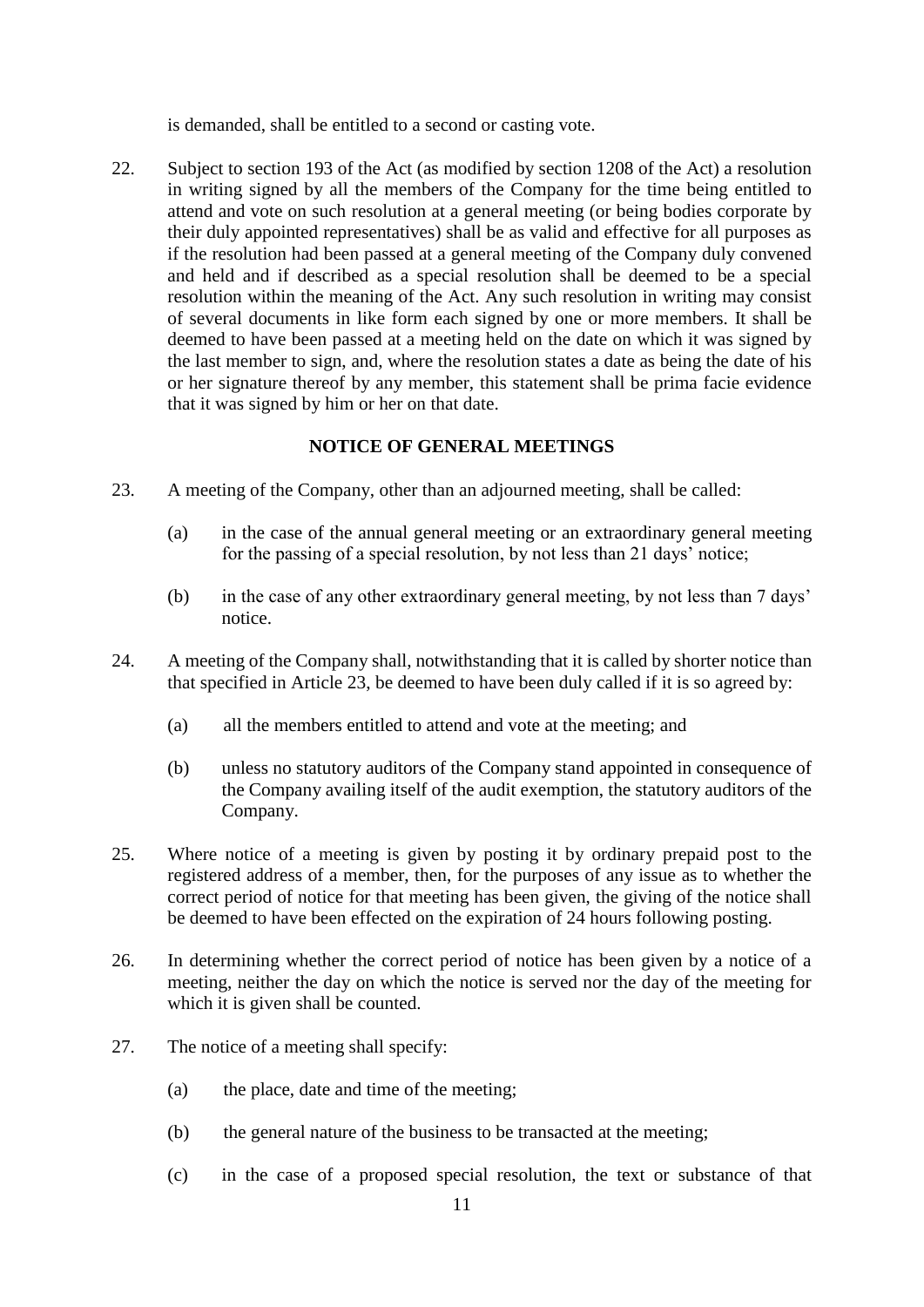is demanded, shall be entitled to a second or casting vote.

22. Subject to section 193 of the Act (as modified by section 1208 of the Act) a resolution in writing signed by all the members of the Company for the time being entitled to attend and vote on such resolution at a general meeting (or being bodies corporate by their duly appointed representatives) shall be as valid and effective for all purposes as if the resolution had been passed at a general meeting of the Company duly convened and held and if described as a special resolution shall be deemed to be a special resolution within the meaning of the Act. Any such resolution in writing may consist of several documents in like form each signed by one or more members. It shall be deemed to have been passed at a meeting held on the date on which it was signed by the last member to sign, and, where the resolution states a date as being the date of his or her signature thereof by any member, this statement shall be prima facie evidence that it was signed by him or her on that date.

**NOTICE OF GENERAL MEETINGS**

23. A meeting of the Company, other than an adjourned meeting, shall be called:

    (a) in the case of the annual general meeting or an extraordinary general meeting for the passing of a special resolution, by not less than 21 days' notice;

    (b) in the case of any other extraordinary general meeting, by not less than 7 days' notice.

24. A meeting of the Company shall, notwithstanding that it is called by shorter notice than that specified in Article 23, be deemed to have been duly called if it is so agreed by:

    (a) all the members entitled to attend and vote at the meeting; and

    (b) unless no statutory auditors of the Company stand appointed in consequence of the Company availing itself of the audit exemption, the statutory auditors of the Company.

25. Where notice of a meeting is given by posting it by ordinary prepaid post to the registered address of a member, then, for the purposes of any issue as to whether the correct period of notice for that meeting has been given, the giving of the notice shall be deemed to have been effected on the expiration of 24 hours following posting.

26. In determining whether the correct period of notice has been given by a notice of a meeting, neither the day on which the notice is served nor the day of the meeting for which it is given shall be counted.

27. The notice of a meeting shall specify:

    (a) the place, date and time of the meeting;

    (b) the general nature of the business to be transacted at the meeting;

    (c) in the case of a proposed special resolution, the text or substance of that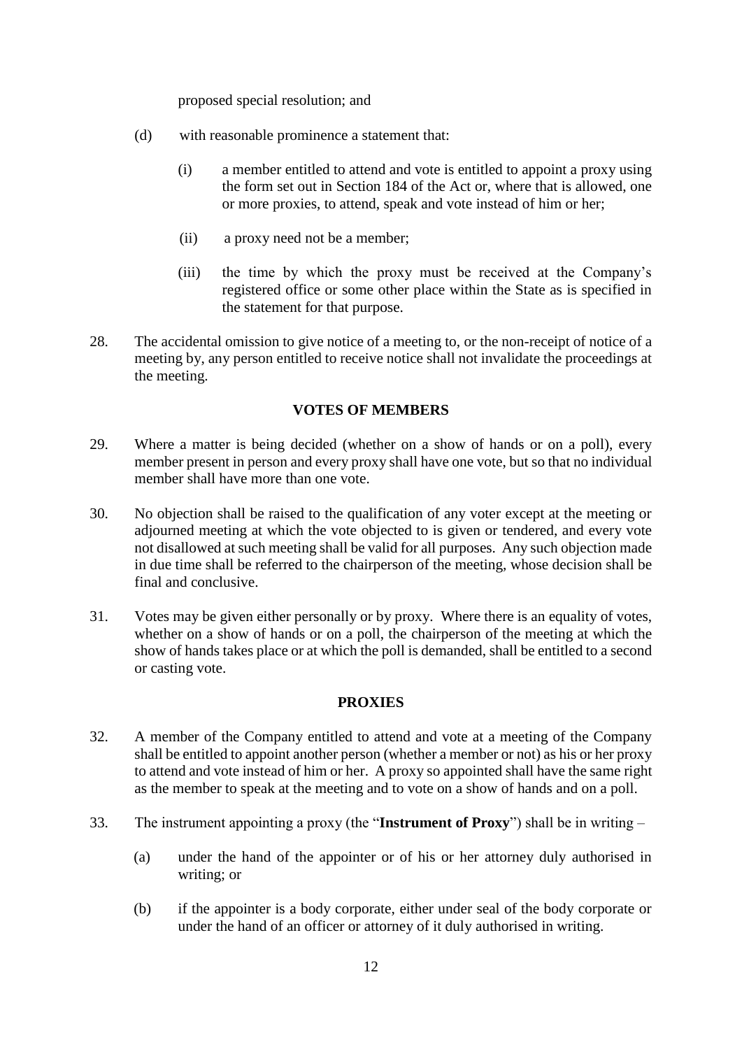proposed special resolution; and

(d) with reasonable prominence a statement that:

   (i) a member entitled to attend and vote is entitled to appoint a proxy using the form set out in Section 184 of the Act or, where that is allowed, one or more proxies, to attend, speak and vote instead of him or her;

   (ii) a proxy need not be a member;

   (iii) the time by which the proxy must be received at the Company's registered office or some other place within the State as is specified in the statement for that purpose.

28. The accidental omission to give notice of a meeting to, or the non-receipt of notice of a meeting by, any person entitled to receive notice shall not invalidate the proceedings at the meeting.

## VOTES OF MEMBERS

29. Where a matter is being decided (whether on a show of hands or on a poll), every member present in person and every proxy shall have one vote, but so that no individual member shall have more than one vote.

30. No objection shall be raised to the qualification of any voter except at the meeting or adjourned meeting at which the vote objected to is given or tendered, and every vote not disallowed at such meeting shall be valid for all purposes. Any such objection made in due time shall be referred to the chairperson of the meeting, whose decision shall be final and conclusive.

31. Votes may be given either personally or by proxy. Where there is an equality of votes, whether on a show of hands or on a poll, the chairperson of the meeting at which the show of hands takes place or at which the poll is demanded, shall be entitled to a second or casting vote.

## PROXIES

32. A member of the Company entitled to attend and vote at a meeting of the Company shall be entitled to appoint another person (whether a member or not) as his or her proxy to attend and vote instead of him or her. A proxy so appointed shall have the same right as the member to speak at the meeting and to vote on a show of hands and on a poll.

33. The instrument appointing a proxy (the "**Instrument of Proxy**") shall be in writing –

   (a) under the hand of the appointer or of his or her attorney duly authorised in writing; or

   (b) if the appointer is a body corporate, either under seal of the body corporate or under the hand of an officer or attorney of it duly authorised in writing.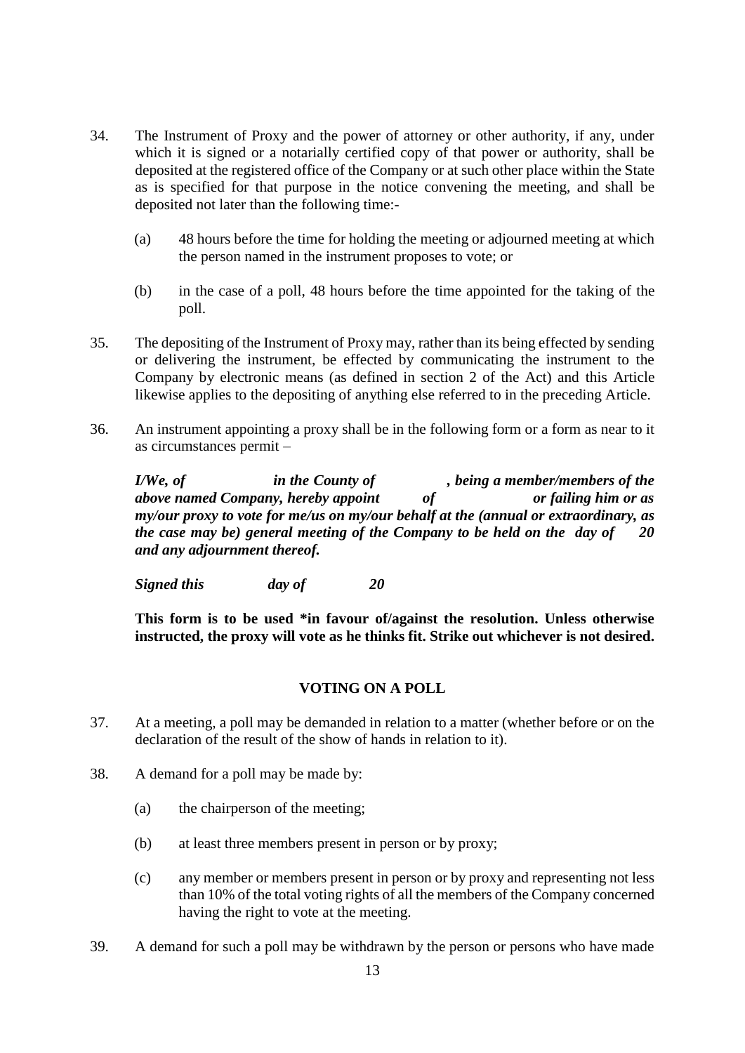34. The Instrument of Proxy and the power of attorney or other authority, if any, under which it is signed or a notarially certified copy of that power or authority, shall be deposited at the registered office of the Company or at such other place within the State as is specified for that purpose in the notice convening the meeting, and shall be deposited not later than the following time:-

    (a) 48 hours before the time for holding the meeting or adjourned meeting at which the person named in the instrument proposes to vote; or

    (b) in the case of a poll, 48 hours before the time appointed for the taking of the poll.

35. The depositing of the Instrument of Proxy may, rather than its being effected by sending or delivering the instrument, be effected by communicating the instrument to the Company by electronic means (as defined in section 2 of the Act) and this Article likewise applies to the depositing of anything else referred to in the preceding Article.

36. An instrument appointing a proxy shall be in the following form or a form as near to it as circumstances permit –

    ***I/We, of in the County of , being a member/members of the above named Company, hereby appoint of or failing him or as my/our proxy to vote for me/us on my/our behalf at the (annual or extraordinary, as the case may be) general meeting of the Company to be held on the day of 20 and any adjournment thereof.***

    ***Signed this day of 20***

    **This form is to be used *in favour of/against the resolution. Unless otherwise instructed, the proxy will vote as he thinks fit. Strike out whichever is not desired.**

## VOTING ON A POLL

37. At a meeting, a poll may be demanded in relation to a matter (whether before or on the declaration of the result of the show of hands in relation to it).

38. A demand for a poll may be made by:

    (a) the chairperson of the meeting;

    (b) at least three members present in person or by proxy;

    (c) any member or members present in person or by proxy and representing not less than 10% of the total voting rights of all the members of the Company concerned having the right to vote at the meeting.

39. A demand for such a poll may be withdrawn by the person or persons who have made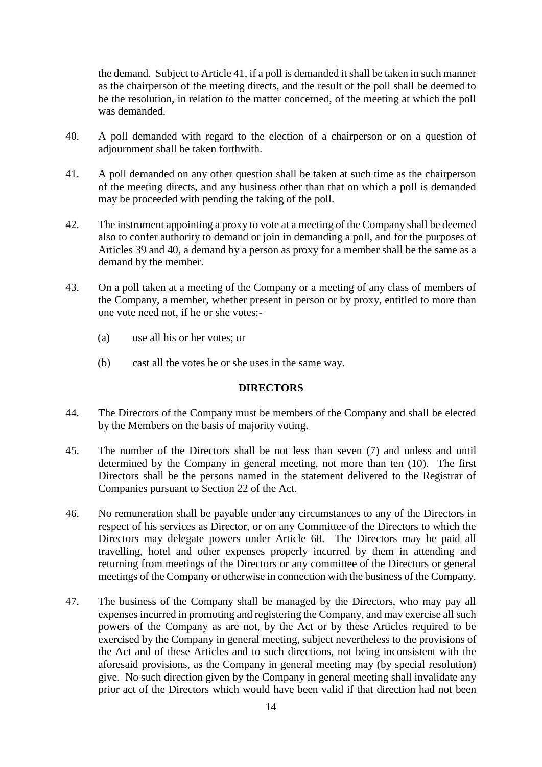the demand. Subject to Article 41, if a poll is demanded it shall be taken in such manner as the chairperson of the meeting directs, and the result of the poll shall be deemed to be the resolution, in relation to the matter concerned, of the meeting at which the poll was demanded.

40. A poll demanded with regard to the election of a chairperson or on a question of adjournment shall be taken forthwith.

41. A poll demanded on any other question shall be taken at such time as the chairperson of the meeting directs, and any business other than that on which a poll is demanded may be proceeded with pending the taking of the poll.

42. The instrument appointing a proxy to vote at a meeting of the Company shall be deemed also to confer authority to demand or join in demanding a poll, and for the purposes of Articles 39 and 40, a demand by a person as proxy for a member shall be the same as a demand by the member.

43. On a poll taken at a meeting of the Company or a meeting of any class of members of the Company, a member, whether present in person or by proxy, entitled to more than one vote need not, if he or she votes:-

   (a) use all his or her votes; or

   (b) cast all the votes he or she uses in the same way.

## DIRECTORS

44. The Directors of the Company must be members of the Company and shall be elected by the Members on the basis of majority voting.

45. The number of the Directors shall be not less than seven (7) and unless and until determined by the Company in general meeting, not more than ten (10). The first Directors shall be the persons named in the statement delivered to the Registrar of Companies pursuant to Section 22 of the Act.

46. No remuneration shall be payable under any circumstances to any of the Directors in respect of his services as Director, or on any Committee of the Directors to which the Directors may delegate powers under Article 68. The Directors may be paid all travelling, hotel and other expenses properly incurred by them in attending and returning from meetings of the Directors or any committee of the Directors or general meetings of the Company or otherwise in connection with the business of the Company.

47. The business of the Company shall be managed by the Directors, who may pay all expenses incurred in promoting and registering the Company, and may exercise all such powers of the Company as are not, by the Act or by these Articles required to be exercised by the Company in general meeting, subject nevertheless to the provisions of the Act and of these Articles and to such directions, not being inconsistent with the aforesaid provisions, as the Company in general meeting may (by special resolution) give. No such direction given by the Company in general meeting shall invalidate any prior act of the Directors which would have been valid if that direction had not been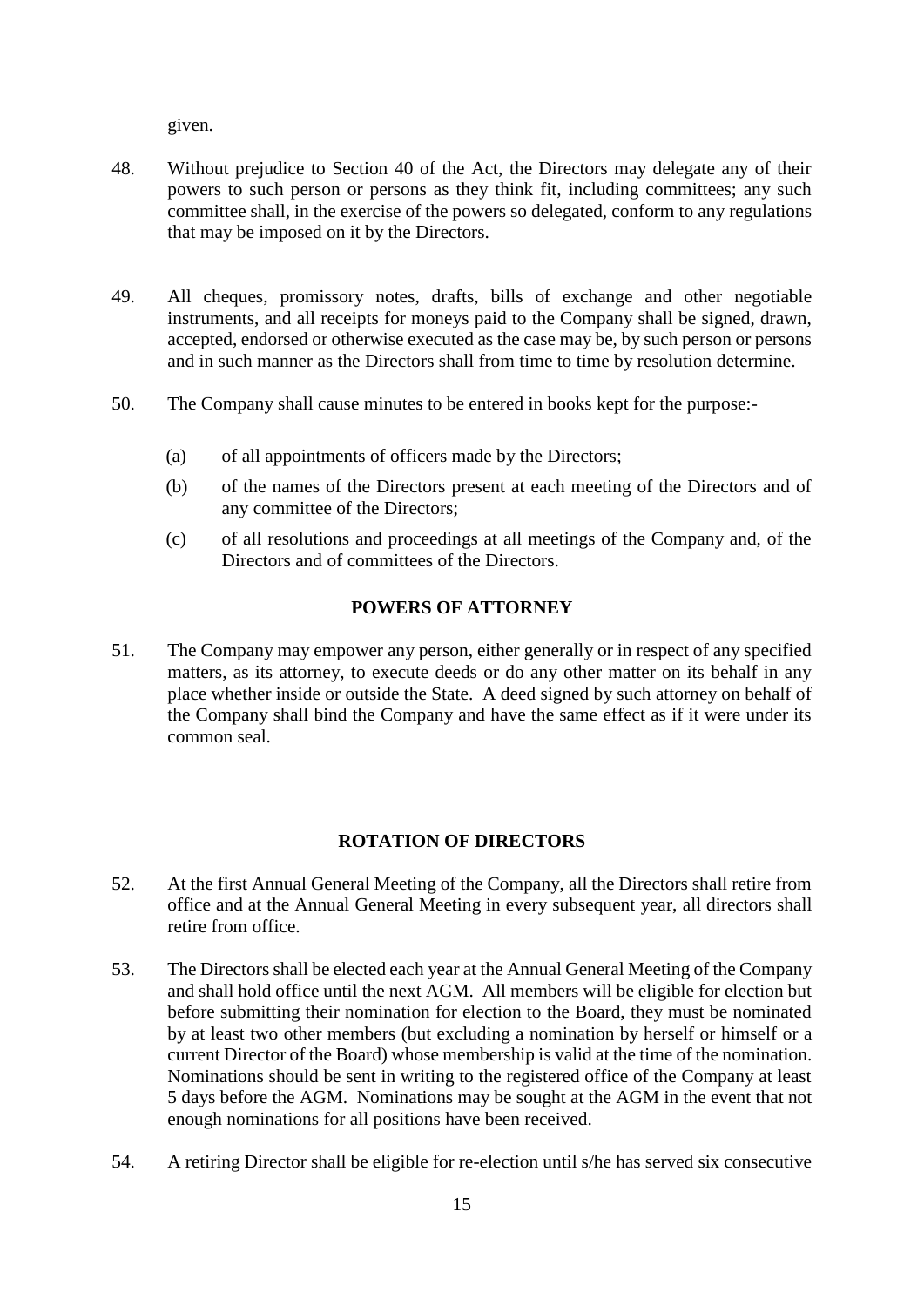given.

48. Without prejudice to Section 40 of the Act, the Directors may delegate any of their powers to such person or persons as they think fit, including committees; any such committee shall, in the exercise of the powers so delegated, conform to any regulations that may be imposed on it by the Directors.

49. All cheques, promissory notes, drafts, bills of exchange and other negotiable instruments, and all receipts for moneys paid to the Company shall be signed, drawn, accepted, endorsed or otherwise executed as the case may be, by such person or persons and in such manner as the Directors shall from time to time by resolution determine.

50. The Company shall cause minutes to be entered in books kept for the purpose:-

    (a) of all appointments of officers made by the Directors;

    (b) of the names of the Directors present at each meeting of the Directors and of any committee of the Directors;

    (c) of all resolutions and proceedings at all meetings of the Company and, of the Directors and of committees of the Directors.

**POWERS OF ATTORNEY**

51. The Company may empower any person, either generally or in respect of any specified matters, as its attorney, to execute deeds or do any other matter on its behalf in any place whether inside or outside the State. A deed signed by such attorney on behalf of the Company shall bind the Company and have the same effect as if it were under its common seal.

**ROTATION OF DIRECTORS**

52. At the first Annual General Meeting of the Company, all the Directors shall retire from office and at the Annual General Meeting in every subsequent year, all directors shall retire from office.

53. The Directors shall be elected each year at the Annual General Meeting of the Company and shall hold office until the next AGM. All members will be eligible for election but before submitting their nomination for election to the Board, they must be nominated by at least two other members (but excluding a nomination by herself or himself or a current Director of the Board) whose membership is valid at the time of the nomination. Nominations should be sent in writing to the registered office of the Company at least 5 days before the AGM. Nominations may be sought at the AGM in the event that not enough nominations for all positions have been received.

54. A retiring Director shall be eligible for re-election until s/he has served six consecutive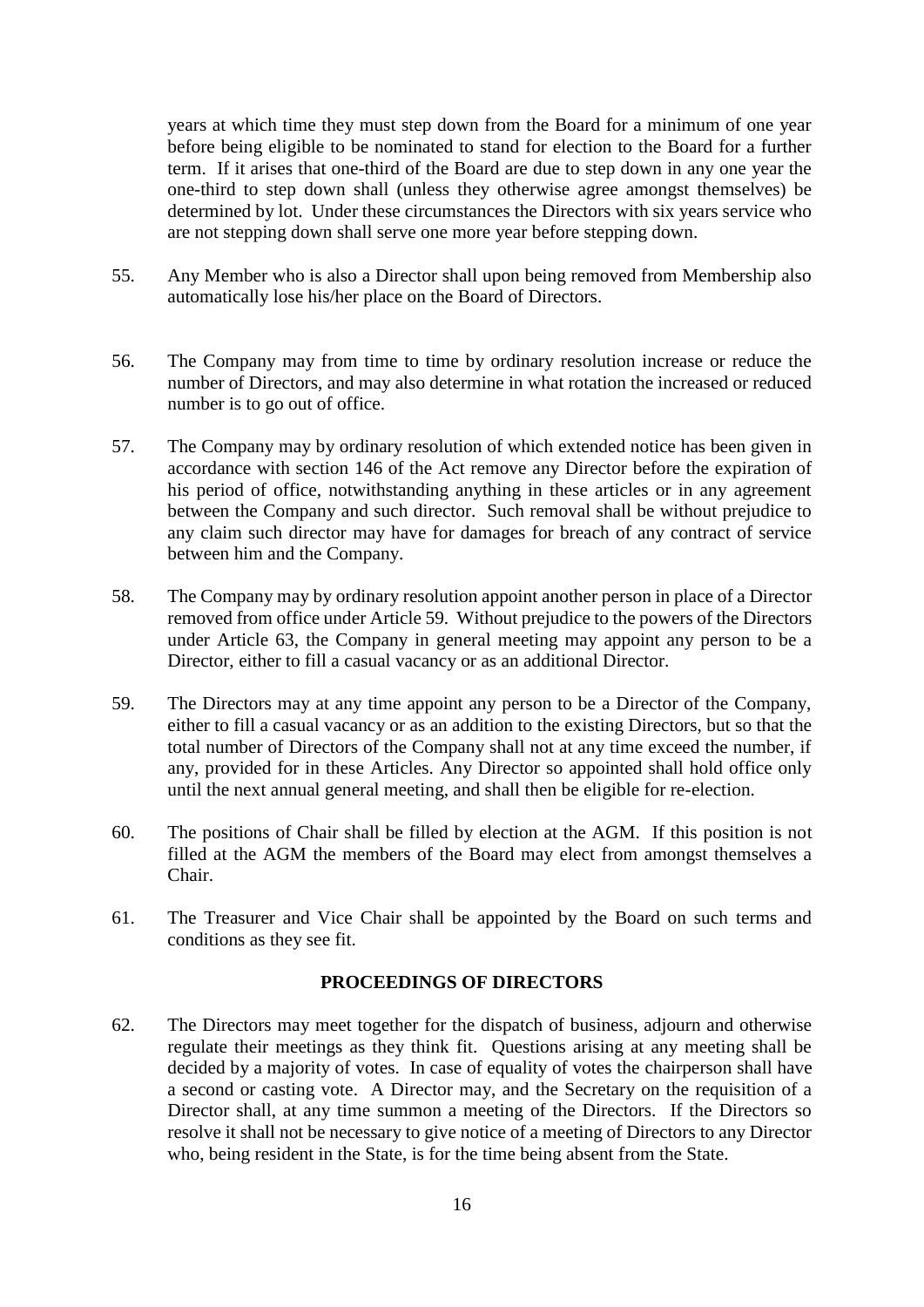years at which time they must step down from the Board for a minimum of one year before being eligible to be nominated to stand for election to the Board for a further term. If it arises that one-third of the Board are due to step down in any one year the one-third to step down shall (unless they otherwise agree amongst themselves) be determined by lot. Under these circumstances the Directors with six years service who are not stepping down shall serve one more year before stepping down.

55. Any Member who is also a Director shall upon being removed from Membership also automatically lose his/her place on the Board of Directors.

56. The Company may from time to time by ordinary resolution increase or reduce the number of Directors, and may also determine in what rotation the increased or reduced number is to go out of office.

57. The Company may by ordinary resolution of which extended notice has been given in accordance with section 146 of the Act remove any Director before the expiration of his period of office, notwithstanding anything in these articles or in any agreement between the Company and such director. Such removal shall be without prejudice to any claim such director may have for damages for breach of any contract of service between him and the Company.

58. The Company may by ordinary resolution appoint another person in place of a Director removed from office under Article 59. Without prejudice to the powers of the Directors under Article 63, the Company in general meeting may appoint any person to be a Director, either to fill a casual vacancy or as an additional Director.

59. The Directors may at any time appoint any person to be a Director of the Company, either to fill a casual vacancy or as an addition to the existing Directors, but so that the total number of Directors of the Company shall not at any time exceed the number, if any, provided for in these Articles. Any Director so appointed shall hold office only until the next annual general meeting, and shall then be eligible for re-election.

60. The positions of Chair shall be filled by election at the AGM. If this position is not filled at the AGM the members of the Board may elect from amongst themselves a Chair.

61. The Treasurer and Vice Chair shall be appointed by the Board on such terms and conditions as they see fit.

## PROCEEDINGS OF DIRECTORS

62. The Directors may meet together for the dispatch of business, adjourn and otherwise regulate their meetings as they think fit. Questions arising at any meeting shall be decided by a majority of votes. In case of equality of votes the chairperson shall have a second or casting vote. A Director may, and the Secretary on the requisition of a Director shall, at any time summon a meeting of the Directors. If the Directors so resolve it shall not be necessary to give notice of a meeting of Directors to any Director who, being resident in the State, is for the time being absent from the State.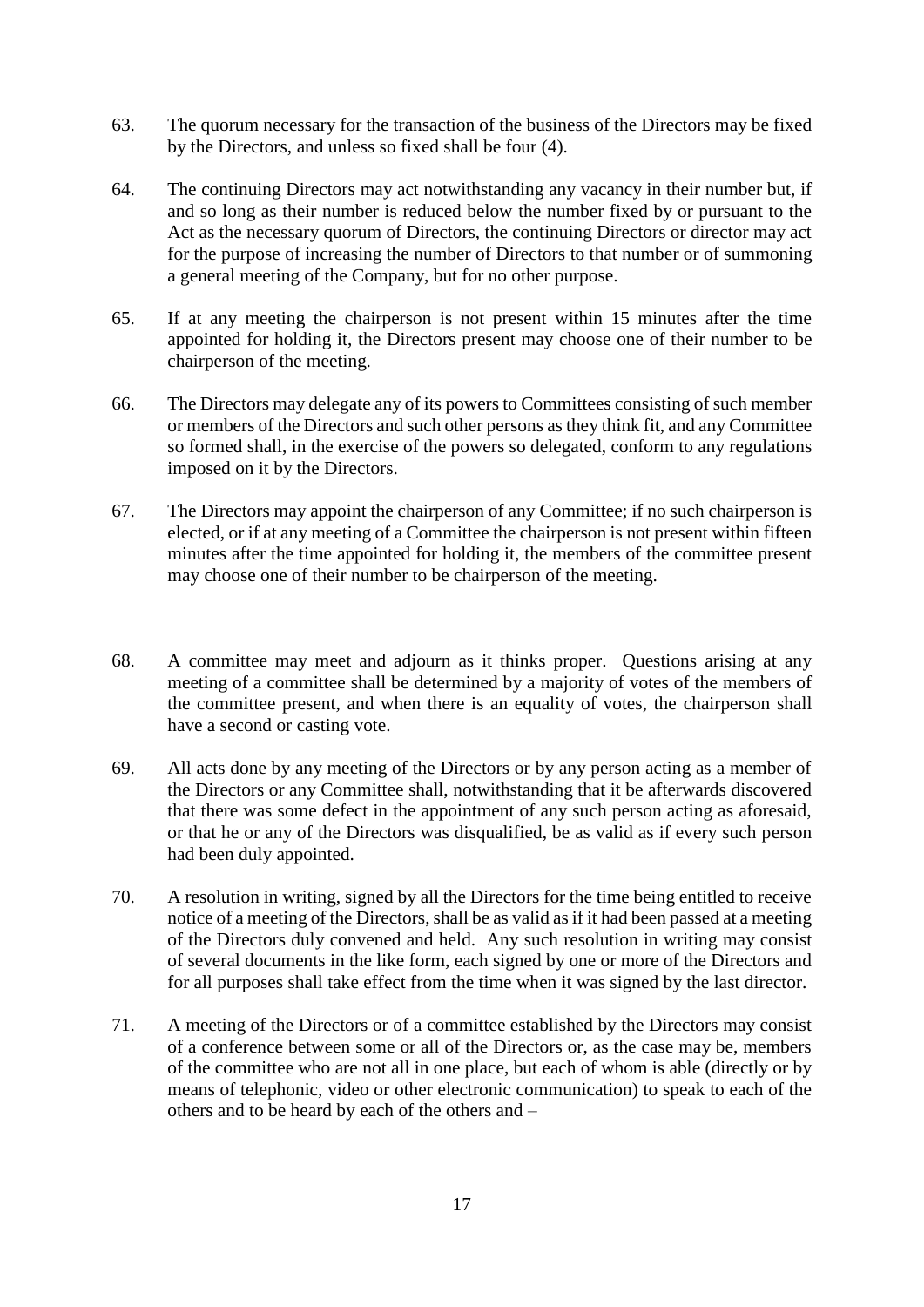63. The quorum necessary for the transaction of the business of the Directors may be fixed by the Directors, and unless so fixed shall be four (4).

64. The continuing Directors may act notwithstanding any vacancy in their number but, if and so long as their number is reduced below the number fixed by or pursuant to the Act as the necessary quorum of Directors, the continuing Directors or director may act for the purpose of increasing the number of Directors to that number or of summoning a general meeting of the Company, but for no other purpose.

65. If at any meeting the chairperson is not present within 15 minutes after the time appointed for holding it, the Directors present may choose one of their number to be chairperson of the meeting.

66. The Directors may delegate any of its powers to Committees consisting of such member or members of the Directors and such other persons as they think fit, and any Committee so formed shall, in the exercise of the powers so delegated, conform to any regulations imposed on it by the Directors.

67. The Directors may appoint the chairperson of any Committee; if no such chairperson is elected, or if at any meeting of a Committee the chairperson is not present within fifteen minutes after the time appointed for holding it, the members of the committee present may choose one of their number to be chairperson of the meeting.

68. A committee may meet and adjourn as it thinks proper. Questions arising at any meeting of a committee shall be determined by a majority of votes of the members of the committee present, and when there is an equality of votes, the chairperson shall have a second or casting vote.

69. All acts done by any meeting of the Directors or by any person acting as a member of the Directors or any Committee shall, notwithstanding that it be afterwards discovered that there was some defect in the appointment of any such person acting as aforesaid, or that he or any of the Directors was disqualified, be as valid as if every such person had been duly appointed.

70. A resolution in writing, signed by all the Directors for the time being entitled to receive notice of a meeting of the Directors, shall be as valid as if it had been passed at a meeting of the Directors duly convened and held. Any such resolution in writing may consist of several documents in the like form, each signed by one or more of the Directors and for all purposes shall take effect from the time when it was signed by the last director.

71. A meeting of the Directors or of a committee established by the Directors may consist of a conference between some or all of the Directors or, as the case may be, members of the committee who are not all in one place, but each of whom is able (directly or by means of telephonic, video or other electronic communication) to speak to each of the others and to be heard by each of the others and –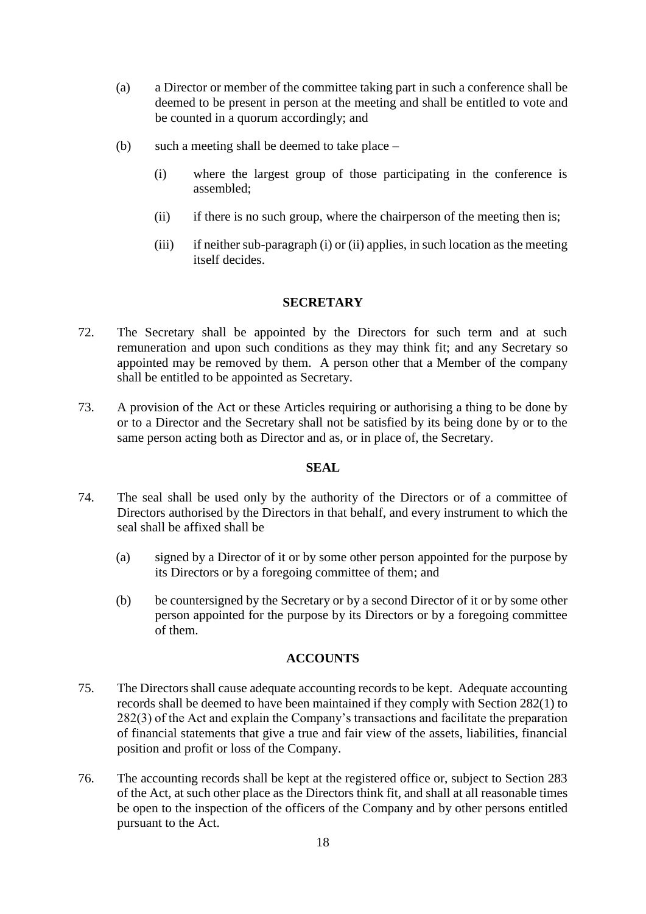(a) a Director or member of the committee taking part in such a conference shall be deemed to be present in person at the meeting and shall be entitled to vote and be counted in a quorum accordingly; and

(b) such a meeting shall be deemed to take place –

  (i) where the largest group of those participating in the conference is assembled;

  (ii) if there is no such group, where the chairperson of the meeting then is;

  (iii) if neither sub-paragraph (i) or (ii) applies, in such location as the meeting itself decides.

## SECRETARY

72. The Secretary shall be appointed by the Directors for such term and at such remuneration and upon such conditions as they may think fit; and any Secretary so appointed may be removed by them. A person other that a Member of the company shall be entitled to be appointed as Secretary.

73. A provision of the Act or these Articles requiring or authorising a thing to be done by or to a Director and the Secretary shall not be satisfied by its being done by or to the same person acting both as Director and as, or in place of, the Secretary.

## SEAL

74. The seal shall be used only by the authority of the Directors or of a committee of Directors authorised by the Directors in that behalf, and every instrument to which the seal shall be affixed shall be

  (a) signed by a Director of it or by some other person appointed for the purpose by its Directors or by a foregoing committee of them; and

  (b) be countersigned by the Secretary or by a second Director of it or by some other person appointed for the purpose by its Directors or by a foregoing committee of them.

## ACCOUNTS

75. The Directors shall cause adequate accounting records to be kept. Adequate accounting records shall be deemed to have been maintained if they comply with Section 282(1) to 282(3) of the Act and explain the Company's transactions and facilitate the preparation of financial statements that give a true and fair view of the assets, liabilities, financial position and profit or loss of the Company.

76. The accounting records shall be kept at the registered office or, subject to Section 283 of the Act, at such other place as the Directors think fit, and shall at all reasonable times be open to the inspection of the officers of the Company and by other persons entitled pursuant to the Act.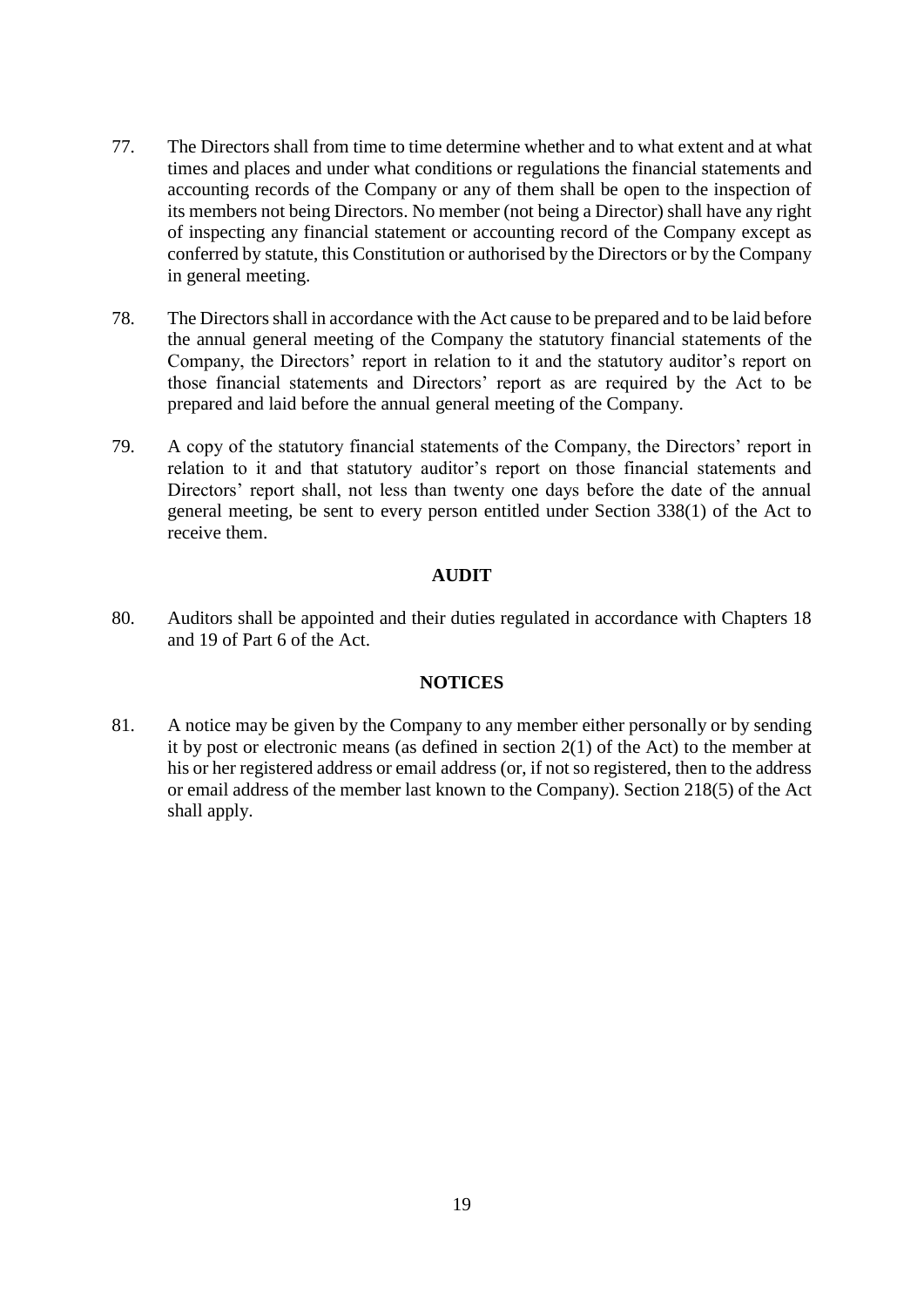77. The Directors shall from time to time determine whether and to what extent and at what times and places and under what conditions or regulations the financial statements and accounting records of the Company or any of them shall be open to the inspection of its members not being Directors. No member (not being a Director) shall have any right of inspecting any financial statement or accounting record of the Company except as conferred by statute, this Constitution or authorised by the Directors or by the Company in general meeting.

78. The Directors shall in accordance with the Act cause to be prepared and to be laid before the annual general meeting of the Company the statutory financial statements of the Company, the Directors' report in relation to it and the statutory auditor's report on those financial statements and Directors' report as are required by the Act to be prepared and laid before the annual general meeting of the Company.

79. A copy of the statutory financial statements of the Company, the Directors' report in relation to it and that statutory auditor's report on those financial statements and Directors' report shall, not less than twenty one days before the date of the annual general meeting, be sent to every person entitled under Section 338(1) of the Act to receive them.

## AUDIT

80. Auditors shall be appointed and their duties regulated in accordance with Chapters 18 and 19 of Part 6 of the Act.

## NOTICES

81. A notice may be given by the Company to any member either personally or by sending it by post or electronic means (as defined in section 2(1) of the Act) to the member at his or her registered address or email address (or, if not so registered, then to the address or email address of the member last known to the Company). Section 218(5) of the Act shall apply.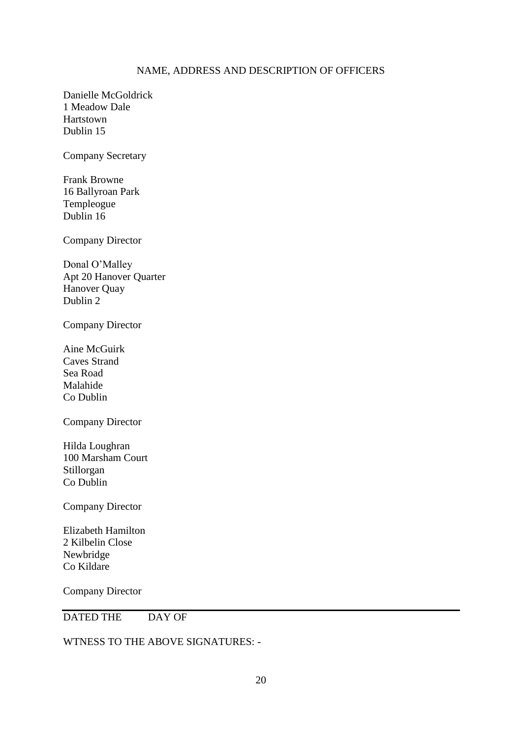NAME, ADDRESS AND DESCRIPTION OF OFFICERS

Danielle McGoldrick
1 Meadow Dale
Hartstown
Dublin 15

Company Secretary

Frank Browne
16 Ballyroan Park
Templeogue
Dublin 16

Company Director

Donal O'Malley
Apt 20 Hanover Quarter
Hanover Quay
Dublin 2

Company Director

Aine McGuirk
Caves Strand
Sea Road
Malahide
Co Dublin

Company Director

Hilda Loughran
100 Marsham Court
Stillorgan
Co Dublin

Company Director

Elizabeth Hamilton
2 Kilbelin Close
Newbridge
Co Kildare

Company Director

---

DATED THE DAY OF

WTNESS TO THE ABOVE SIGNATURES: -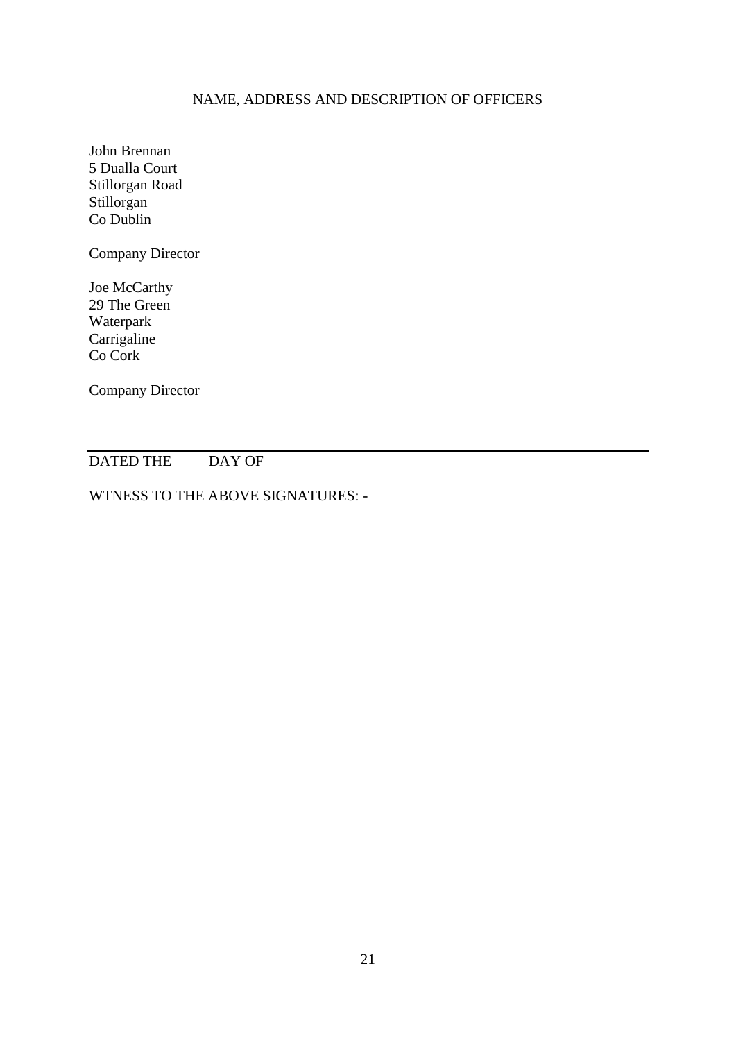NAME, ADDRESS AND DESCRIPTION OF OFFICERS

John Brennan
5 Dualla Court
Stillorgan Road
Stillorgan
Co Dublin

Company Director

Joe McCarthy
29 The Green
Waterpark
Carrigaline
Co Cork

Company Director

---

DATED THE DAY OF

WTNESS TO THE ABOVE SIGNATURES: -